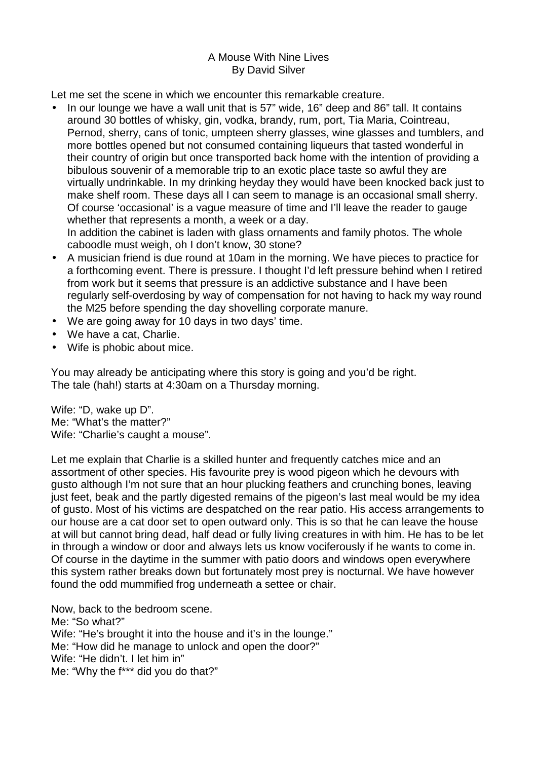# A Mouse With Nine Lives

By David Silver

Let me set the scene in which we encounter this remarkable creature.

- In our lounge we have a wall unit that is 57" wide, 16" deep and 86" tall. It contains around 30 bottles of whisky, gin, vodka, brandy, rum, port, Tia Maria, Cointreau, Pernod, sherry, cans of tonic, umpteen sherry glasses, wine glasses and tumblers, and more bottles opened but not consumed containing liqueurs that tasted wonderful in their country of origin but once transported back home with the intention of providing a bibulous souvenir of a memorable trip to an exotic place taste so awful they are virtually undrinkable. In my drinking heyday they would have been knocked back just to make shelf room. These days all I can seem to manage is an occasional small sherry. Of course 'occasional' is a vague measure of time and I'll leave the reader to gauge whether that represents a month, a week or a day.
  In addition the cabinet is laden with glass ornaments and family photos. The whole caboodle must weigh, oh I don't know, 30 stone?
- A musician friend is due round at 10am in the morning. We have pieces to practice for a forthcoming event. There is pressure. I thought I'd left pressure behind when I retired from work but it seems that pressure is an addictive substance and I have been regularly self-overdosing by way of compensation for not having to hack my way round the M25 before spending the day shovelling corporate manure.
- We are going away for 10 days in two days' time.
- We have a cat, Charlie.
- Wife is phobic about mice.

You may already be anticipating where this story is going and you'd be right.
The tale (hah!) starts at 4:30am on a Thursday morning.

Wife: "D, wake up D".
Me: "What's the matter?"
Wife: "Charlie's caught a mouse".

Let me explain that Charlie is a skilled hunter and frequently catches mice and an assortment of other species. His favourite prey is wood pigeon which he devours with gusto although I'm not sure that an hour plucking feathers and crunching bones, leaving just feet, beak and the partly digested remains of the pigeon's last meal would be my idea of gusto. Most of his victims are despatched on the rear patio. His access arrangements to our house are a cat door set to open outward only. This is so that he can leave the house at will but cannot bring dead, half dead or fully living creatures in with him. He has to be let in through a window or door and always lets us know vociferously if he wants to come in. Of course in the daytime in the summer with patio doors and windows open everywhere this system rather breaks down but fortunately most prey is nocturnal. We have however found the odd mummified frog underneath a settee or chair.

Now, back to the bedroom scene.
Me: "So what?"
Wife: "He's brought it into the house and it's in the lounge."
Me: "How did he manage to unlock and open the door?"
Wife: "He didn't. I let him in"
Me: "Why the f*** did you do that?"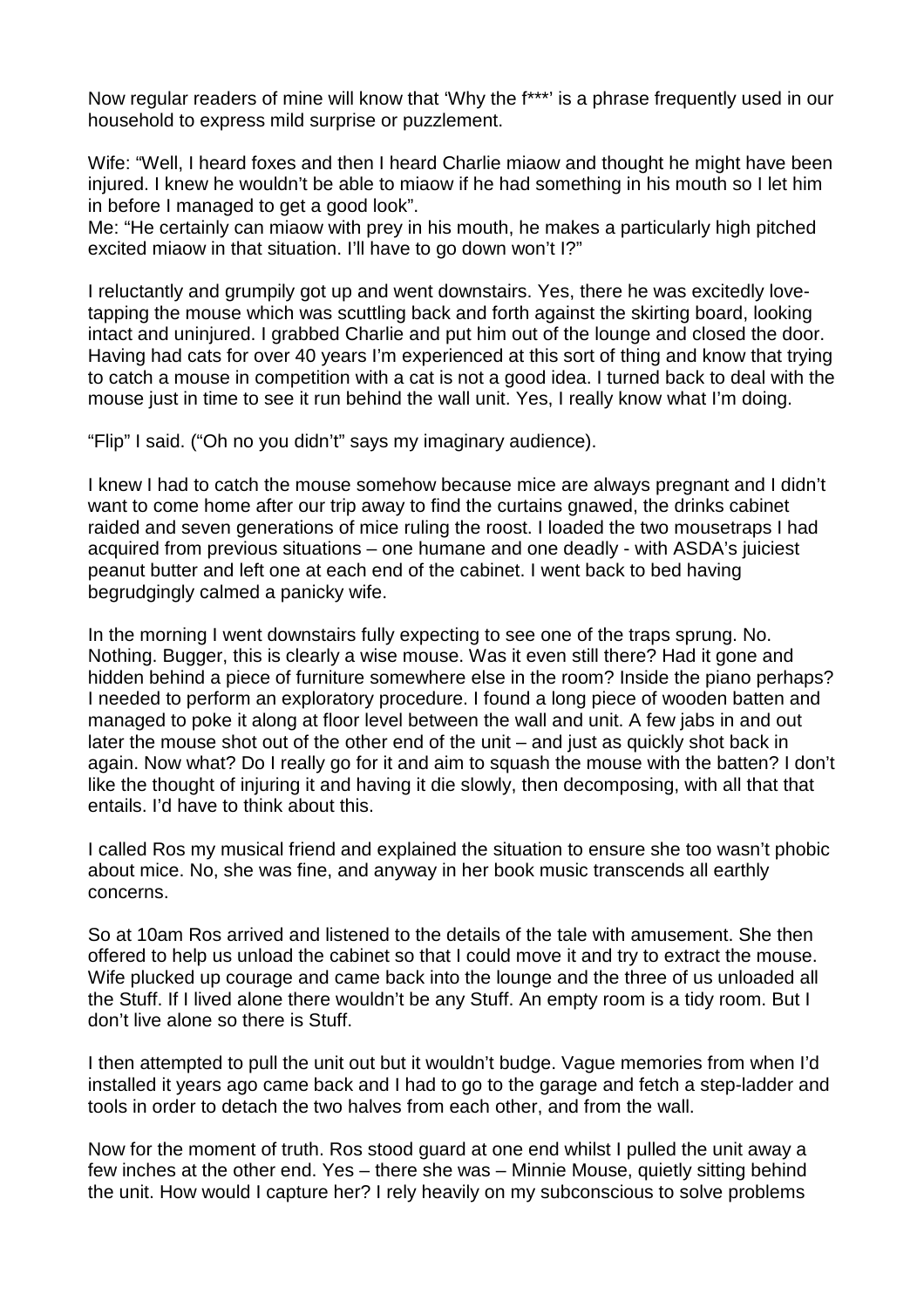Now regular readers of mine will know that 'Why the f***' is a phrase frequently used in our household to express mild surprise or puzzlement.

Wife: "Well, I heard foxes and then I heard Charlie miaow and thought he might have been injured. I knew he wouldn't be able to miaow if he had something in his mouth so I let him in before I managed to get a good look".
Me: "He certainly can miaow with prey in his mouth, he makes a particularly high pitched excited miaow in that situation. I'll have to go down won't I?"

I reluctantly and grumpily got up and went downstairs. Yes, there he was excitedly love-tapping the mouse which was scuttling back and forth against the skirting board, looking intact and uninjured. I grabbed Charlie and put him out of the lounge and closed the door. Having had cats for over 40 years I'm experienced at this sort of thing and know that trying to catch a mouse in competition with a cat is not a good idea. I turned back to deal with the mouse just in time to see it run behind the wall unit. Yes, I really know what I'm doing.

"Flip" I said. ("Oh no you didn't" says my imaginary audience).

I knew I had to catch the mouse somehow because mice are always pregnant and I didn't want to come home after our trip away to find the curtains gnawed, the drinks cabinet raided and seven generations of mice ruling the roost. I loaded the two mousetraps I had acquired from previous situations – one humane and one deadly - with ASDA's juiciest peanut butter and left one at each end of the cabinet. I went back to bed having begrudgingly calmed a panicky wife.

In the morning I went downstairs fully expecting to see one of the traps sprung. No. Nothing. Bugger, this is clearly a wise mouse. Was it even still there? Had it gone and hidden behind a piece of furniture somewhere else in the room? Inside the piano perhaps? I needed to perform an exploratory procedure. I found a long piece of wooden batten and managed to poke it along at floor level between the wall and unit. A few jabs in and out later the mouse shot out of the other end of the unit – and just as quickly shot back in again. Now what? Do I really go for it and aim to squash the mouse with the batten? I don't like the thought of injuring it and having it die slowly, then decomposing, with all that that entails. I'd have to think about this.

I called Ros my musical friend and explained the situation to ensure she too wasn't phobic about mice. No, she was fine, and anyway in her book music transcends all earthly concerns.

So at 10am Ros arrived and listened to the details of the tale with amusement. She then offered to help us unload the cabinet so that I could move it and try to extract the mouse. Wife plucked up courage and came back into the lounge and the three of us unloaded all the Stuff. If I lived alone there wouldn't be any Stuff. An empty room is a tidy room. But I don't live alone so there is Stuff.

I then attempted to pull the unit out but it wouldn't budge. Vague memories from when I'd installed it years ago came back and I had to go to the garage and fetch a step-ladder and tools in order to detach the two halves from each other, and from the wall.

Now for the moment of truth. Ros stood guard at one end whilst I pulled the unit away a few inches at the other end. Yes – there she was – Minnie Mouse, quietly sitting behind the unit. How would I capture her? I rely heavily on my subconscious to solve problems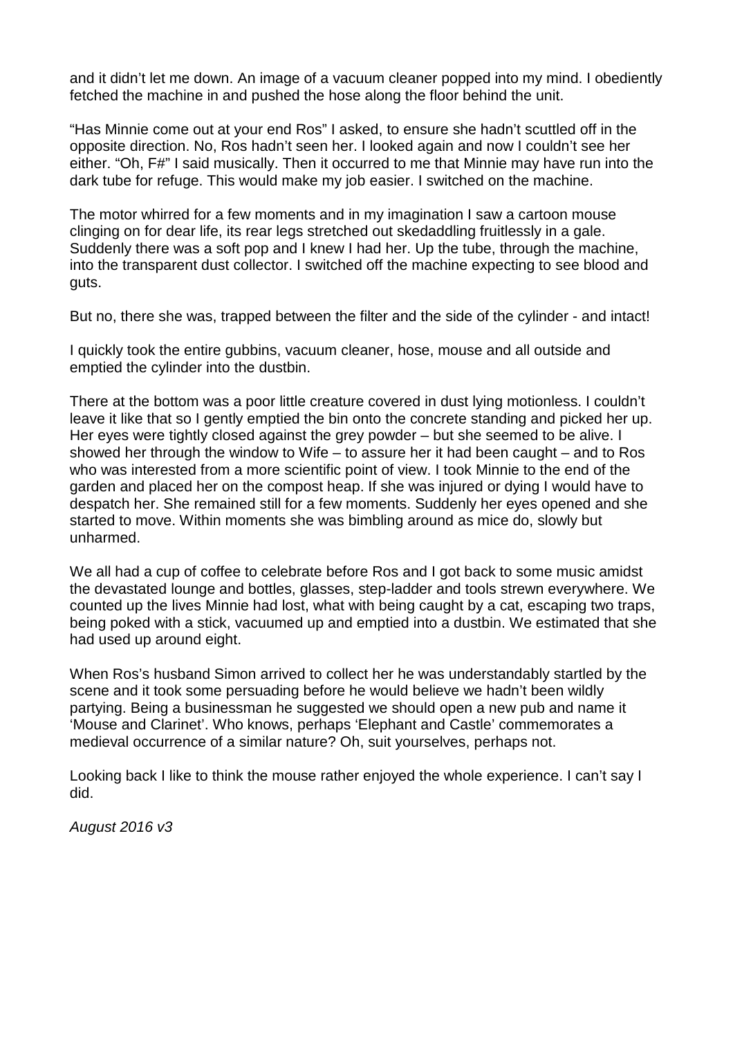and it didn't let me down. An image of a vacuum cleaner popped into my mind. I obediently fetched the machine in and pushed the hose along the floor behind the unit.

"Has Minnie come out at your end Ros" I asked, to ensure she hadn't scuttled off in the opposite direction. No, Ros hadn't seen her. I looked again and now I couldn't see her either. "Oh, F#" I said musically. Then it occurred to me that Minnie may have run into the dark tube for refuge. This would make my job easier. I switched on the machine.

The motor whirred for a few moments and in my imagination I saw a cartoon mouse clinging on for dear life, its rear legs stretched out skedaddling fruitlessly in a gale. Suddenly there was a soft pop and I knew I had her. Up the tube, through the machine, into the transparent dust collector. I switched off the machine expecting to see blood and guts.

But no, there she was, trapped between the filter and the side of the cylinder - and intact!

I quickly took the entire gubbins, vacuum cleaner, hose, mouse and all outside and emptied the cylinder into the dustbin.

There at the bottom was a poor little creature covered in dust lying motionless. I couldn't leave it like that so I gently emptied the bin onto the concrete standing and picked her up. Her eyes were tightly closed against the grey powder – but she seemed to be alive. I showed her through the window to Wife – to assure her it had been caught – and to Ros who was interested from a more scientific point of view. I took Minnie to the end of the garden and placed her on the compost heap. If she was injured or dying I would have to despatch her. She remained still for a few moments. Suddenly her eyes opened and she started to move. Within moments she was bimbling around as mice do, slowly but unharmed.

We all had a cup of coffee to celebrate before Ros and I got back to some music amidst the devastated lounge and bottles, glasses, step-ladder and tools strewn everywhere. We counted up the lives Minnie had lost, what with being caught by a cat, escaping two traps, being poked with a stick, vacuumed up and emptied into a dustbin. We estimated that she had used up around eight.

When Ros's husband Simon arrived to collect her he was understandably startled by the scene and it took some persuading before he would believe we hadn't been wildly partying. Being a businessman he suggested we should open a new pub and name it 'Mouse and Clarinet'. Who knows, perhaps 'Elephant and Castle' commemorates a medieval occurrence of a similar nature? Oh, suit yourselves, perhaps not.

Looking back I like to think the mouse rather enjoyed the whole experience. I can't say I did.

*August 2016 v3*